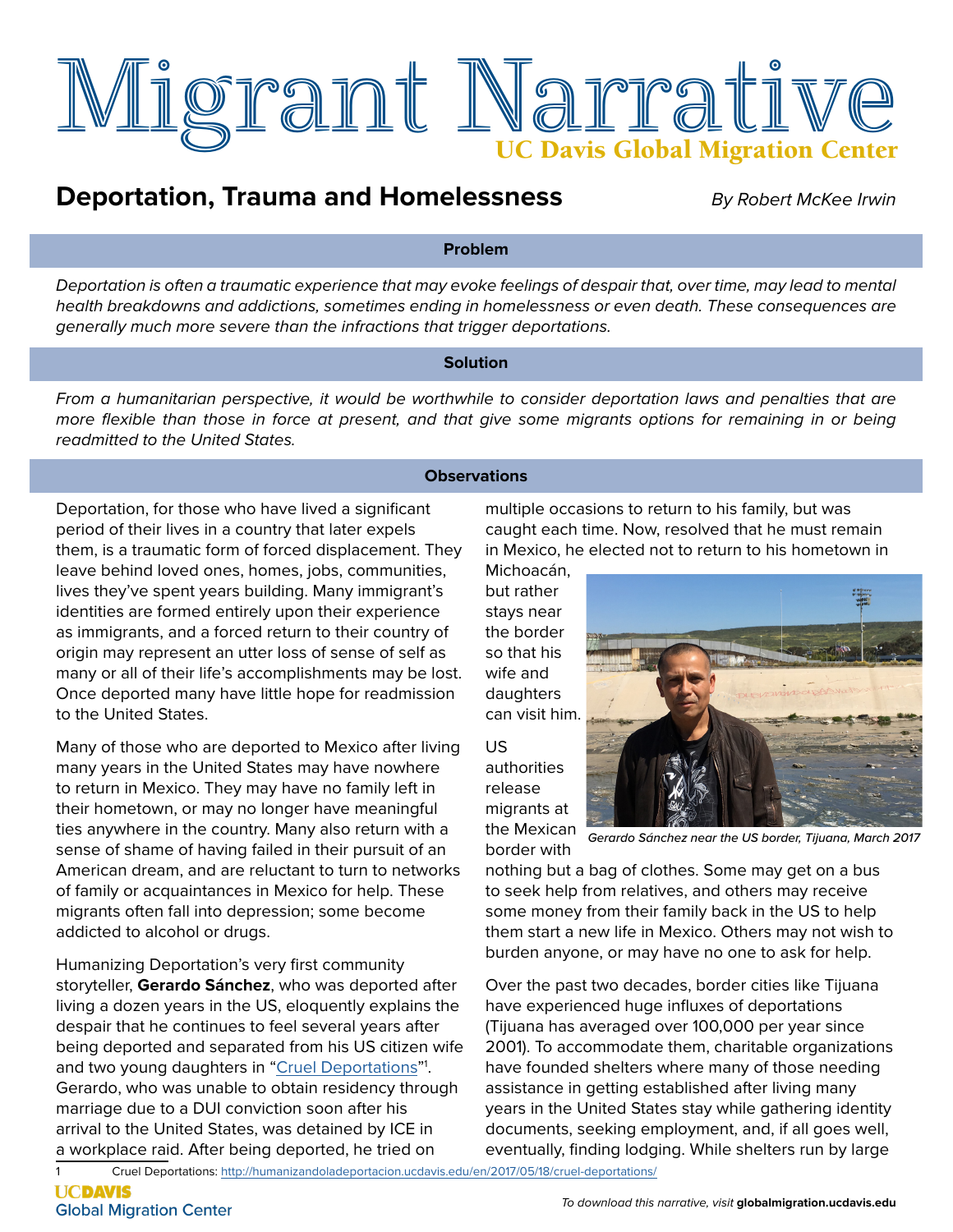# Migrant Narrative

UC Davis Global Migration Center

## Deportation, Trauma and Homelessness

*By Robert McKee Irwin*

### Problem

*Deportation is often a traumatic experience that may evoke feelings of despair that, over time, may lead to mental health breakdowns and addictions, sometimes ending in homelessness or even death. These consequences are generally much more severe than the infractions that trigger deportations.*

### Solution

*From a humanitarian perspective, it would be worthwhile to consider deportation laws and penalties that are more flexible than those in force at present, and that give some migrants options for remaining in or being readmitted to the United States.*

### Observations

Deportation, for those who have lived a significant period of their lives in a country that later expels them, is a traumatic form of forced displacement. They leave behind loved ones, homes, jobs, communities, lives they've spent years building. Many immigrant's identities are formed entirely upon their experience as immigrants, and a forced return to their country of origin may represent an utter loss of sense of self as many or all of their life's accomplishments may be lost. Once deported many have little hope for readmission to the United States.

Many of those who are deported to Mexico after living many years in the United States may have nowhere to return in Mexico. They may have no family left in their hometown, or may no longer have meaningful ties anywhere in the country. Many also return with a sense of shame of having failed in their pursuit of an American dream, and are reluctant to turn to networks of family or acquaintances in Mexico for help. These migrants often fall into depression; some become addicted to alcohol or drugs.

Humanizing Deportation's very first community storyteller, **Gerardo Sánchez**, who was deported after living a dozen years in the US, eloquently explains the despair that he continues to feel several years after being deported and separated from his US citizen wife and two young daughters in "Cruel Deportations"[1]. Gerardo, who was unable to obtain residency through marriage due to a DUI conviction soon after his arrival to the United States, was detained by ICE in a workplace raid. After being deported, he tried on multiple occasions to return to his family, but was caught each time. Now, resolved that he must remain in Mexico, he elected not to return to his hometown in Michoacán, but rather stays near the border so that his wife and daughters can visit him.

Gerardo Sánchez near the US border, Tijuana, March 2017

US authorities release migrants at the Mexican border with nothing but a bag of clothes. Some may get on a bus to seek help from relatives, and others may receive some money from their family back in the US to help them start a new life in Mexico. Others may not wish to burden anyone, or may have no one to ask for help.

Over the past two decades, border cities like Tijuana have experienced huge influxes of deportations (Tijuana has averaged over 100,000 per year since 2001). To accommodate them, charitable organizations have founded shelters where many of those needing assistance in getting established after living many years in the United States stay while gathering identity documents, seeking employment, and, if all goes well, eventually, finding lodging. While shelters run by large

[1] Cruel Deportations: http://humanizandoladeportacion.ucdavis.edu/en/2017/05/18/cruel-deportations/

UC DAVIS Global Migration Center

*To download this narrative, visit* **globalmigration.ucdavis.edu**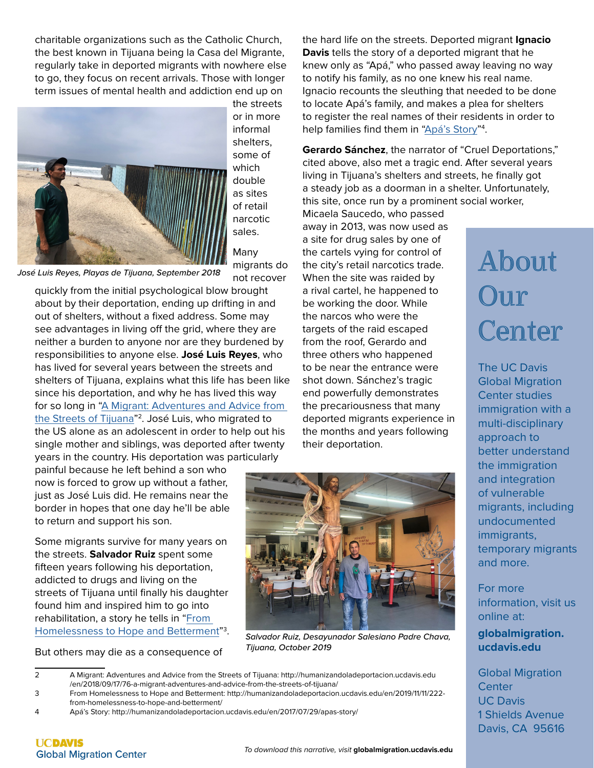charitable organizations such as the Catholic Church, the best known in Tijuana being la Casa del Migrante, regularly take in deported migrants with nowhere else to go, they focus on recent arrivals. Those with longer term issues of mental health and addiction end up on the streets or in more informal shelters, some of which double as sites of retail narcotic sales.

*José Luis Reyes, Playas de Tijuana, September 2018*

Many migrants do not recover quickly from the initial psychological blow brought about by their deportation, ending up drifting in and out of shelters, without a fixed address. Some may see advantages in living off the grid, where they are neither a burden to anyone nor are they burdened by responsibilities to anyone else. **José Luis Reyes**, who has lived for several years between the streets and shelters of Tijuana, explains what this life has been like since his deportation, and why he has lived this way for so long in "A Migrant: Adventures and Advice from the Streets of Tijuana"[2]. José Luis, who migrated to the US alone as an adolescent in order to help out his single mother and siblings, was deported after twenty years in the country. His deportation was particularly painful because he left behind a son who now is forced to grow up without a father, just as José Luis did. He remains near the border in hopes that one day he'll be able to return and support his son.

Some migrants survive for many years on the streets. **Salvador Ruiz** spent some fifteen years following his deportation, addicted to drugs and living on the streets of Tijuana until finally his daughter found him and inspired him to go into rehabilitation, a story he tells in "From Homelessness to Hope and Betterment"[3].

But others may die as a consequence of the hard life on the streets. Deported migrant **Ignacio Davis** tells the story of a deported migrant that he knew only as "Apá," who passed away leaving no way to notify his family, as no one knew his real name. Ignacio recounts the sleuthing that needed to be done to locate Apá's family, and makes a plea for shelters to register the real names of their residents in order to help families find them in "Apá's Story"[4].

**Gerardo Sánchez**, the narrator of "Cruel Deportations," cited above, also met a tragic end. After several years living in Tijuana's shelters and streets, he finally got a steady job as a doorman in a shelter. Unfortunately, this site, once run by a prominent social worker, Micaela Saucedo, who passed away in 2013, was now used as a site for drug sales by one of the cartels vying for control of the city's retail narcotics trade. When the site was raided by a rival cartel, he happened to be working the door. While the narcos who were the targets of the raid escaped from the roof, Gerardo and three others who happened to be near the entrance were shot down. Sánchez's tragic end powerfully demonstrates the precariousness that many deported migrants experience in the months and years following their deportation.

*Salvador Ruiz, Desayunador Salesiano Padre Chava, Tijuana, October 2019*

2 A Migrant: Adventures and Advice from the Streets of Tijuana: http://humanizandoladeportacion.ucdavis.edu/en/2018/09/17/76-a-migrant-adventures-and-advice-from-the-streets-of-tijuana/

3 From Homelessness to Hope and Betterment: http://humanizandoladeportacion.ucdavis.edu/en/2019/11/11/222-from-homelessness-to-hope-and-betterment/

4 Apá's Story: http://humanizandoladeportacion.ucdavis.edu/en/2017/07/29/apas-story/

## About Our Center

The UC Davis Global Migration Center studies immigration with a multi-disciplinary approach to better understand the immigration and integration of vulnerable migrants, including undocumented immigrants, temporary migrants and more.

For more information, visit us online at:

**globalmigration.ucdavis.edu**

Global Migration Center
UC Davis
1 Shields Avenue
Davis, CA 95616

*To download this narrative, visit* **globalmigration.ucdavis.edu**